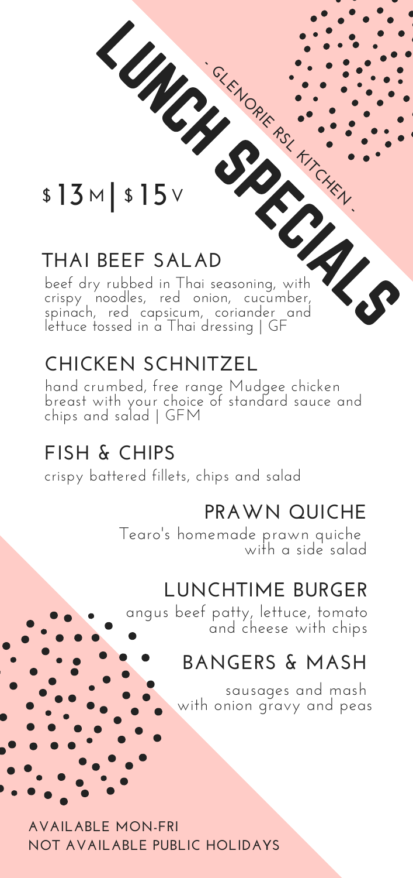# LUNCH SPECIALS

- GLENORIE RSL KITCHEN -

$13 M | $15 V

## THAI BEEF SALAD

beef dry rubbed in Thai seasoning, with crispy noodles, red onion, cucumber, spinach, red capsicum, coriander and lettuce tossed in a Thai dressing | GF

## CHICKEN SCHNITZEL

hand crumbed, free range Mudgee chicken breast with your choice of standard sauce and chips and salad | GFM

## FISH & CHIPS

crispy battered fillets, chips and salad

## PRAWN QUICHE

Tearo's homemade prawn quiche with a side salad

## LUNCHTIME BURGER

angus beef patty, lettuce, tomato and cheese with chips

## BANGERS & MASH

sausages and mash with onion gravy and peas

AVAILABLE MON-FRI
NOT AVAILABLE PUBLIC HOLIDAYS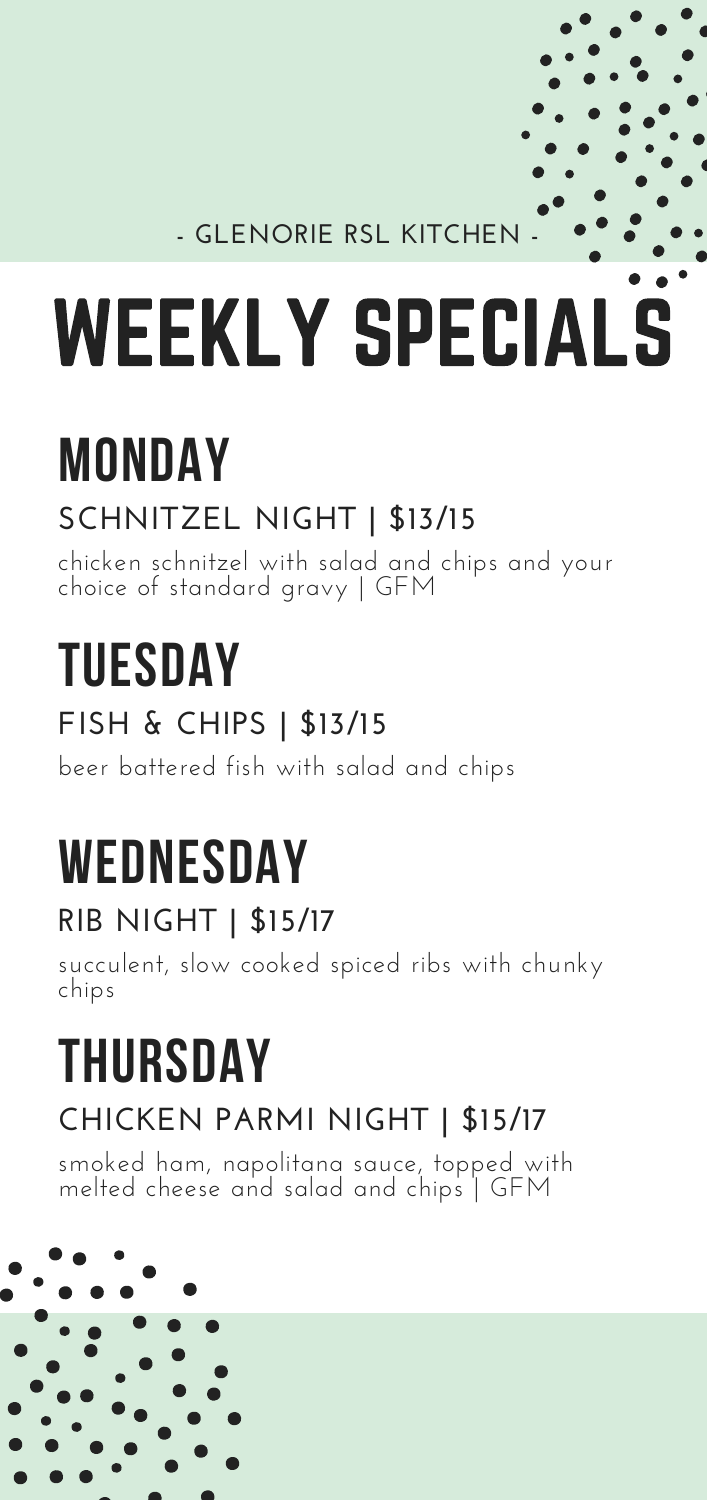- GLENORIE RSL KITCHEN -

# WEEKLY SPECIALS

## MONDAY

### SCHNITZEL NIGHT | $13/15

chicken schnitzel with salad and chips and your choice of standard gravy | GFM

## TUESDAY

### FISH & CHIPS | $13/15

beer battered fish with salad and chips

## WEDNESDAY

### RIB NIGHT | $15/17

succulent, slow cooked spiced ribs with chunky chips

## THURSDAY

### CHICKEN PARMI NIGHT | $15/17

smoked ham, napolitana sauce, topped with melted cheese and salad and chips | GFM